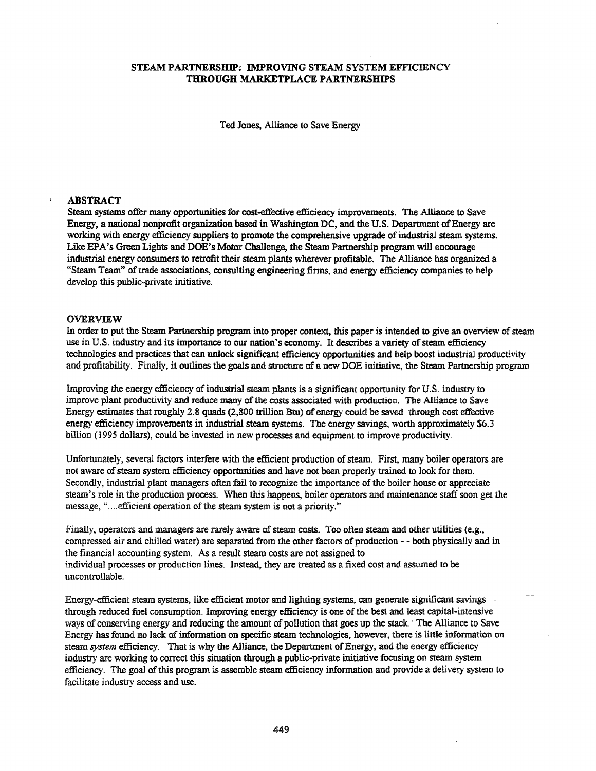# STEAM PARTNERSHIP: IMPROVING STEAM SYSTEM EFFICIENCY THROUGH MARKETPLACE PARTNERSHIPS

Ted Jones, Alliance to Save Energy

## ABSTRACT

Steam systems offer many opportunities for cost-effective efficiency improvements. The Alliance to Save Energy, a national nonprofit organization based in Washington DC, and the U.S. Department of Energy are working with energy efficiency suppliers to promote the comprehensive upgrade of industrial steam systems. Like EPA's Green Lights and DOE's Motor Challenge, the Steam Partnership program will encourage industrial energy consumers to retrofit their steam plants wherever profitable. The Alliance has organized a "Steam Team" of trade associations, consulting engineering firms, and energy efficiency companies to help develop this public-private initiative.

## OVERVIEW

In order to put the Steam Partnership program into proper context, this paper is intended to give an overview of steam use in U.S. industry and its importance to our nation's economy. It describes a variety of steam efficiency technologies and practices that can unlock significant efficiency opportunities and help boost industrial productivity and profitability. Finally, it outlines the goals and structure of a new DOE initiative, the Steam Partnership program

Improving the energy efficiency of industrial steam plants is a significant opportunity for U.S. industry to improve plant productivity and reduce many of the costs associated with production. The Alliance to Save Energy estimates that roughly 2.8 quads (2,800 trillion Btu) of energy could be saved through cost effective energy efficiency improvements in industrial steam systems. The energy savings, worth approximately $6.3 billion (1995 dollars), could be invested in new processes and equipment to improve productivity.

Unfortunately, several factors interfere with the efficient production of steam. First, many boiler operators are not aware of steam system efficiency opportunities and have not been properly trained to look for them. Secondly, industrial plant managers often fail to recognize the importance of the boiler house or appreciate steam's role in the production process. When this happens, boiler operators and maintenance staff soon get the message, "....efficient operation of the steam system is not a priority."

Finally, operators and managers are rarely aware of steam costs. Too often steam and other utilities (e.g., compressed air and chilled water) are separated from the other factors of production - - both physically and in the financial accounting system. As a result steam costs are not assigned to individual processes or production lines. Instead, they are treated as a fixed cost and assumed to be uncontrollable.

Energy-efficient steam systems, like efficient motor and lighting systems, can generate significant savings through reduced fuel consumption. Improving energy efficiency is one of the best and least capital-intensive ways of conserving energy and reducing the amount of pollution that goes up the stack. The Alliance to Save Energy has found no lack of information on specific steam technologies, however, there is little information on steam *system* efficiency. That is why the Alliance, the Department of Energy, and the energy efficiency industry are working to correct this situation through a public-private initiative focusing on steam system efficiency. The goal of this program is assemble steam efficiency information and provide a delivery system to facilitate industry access and use.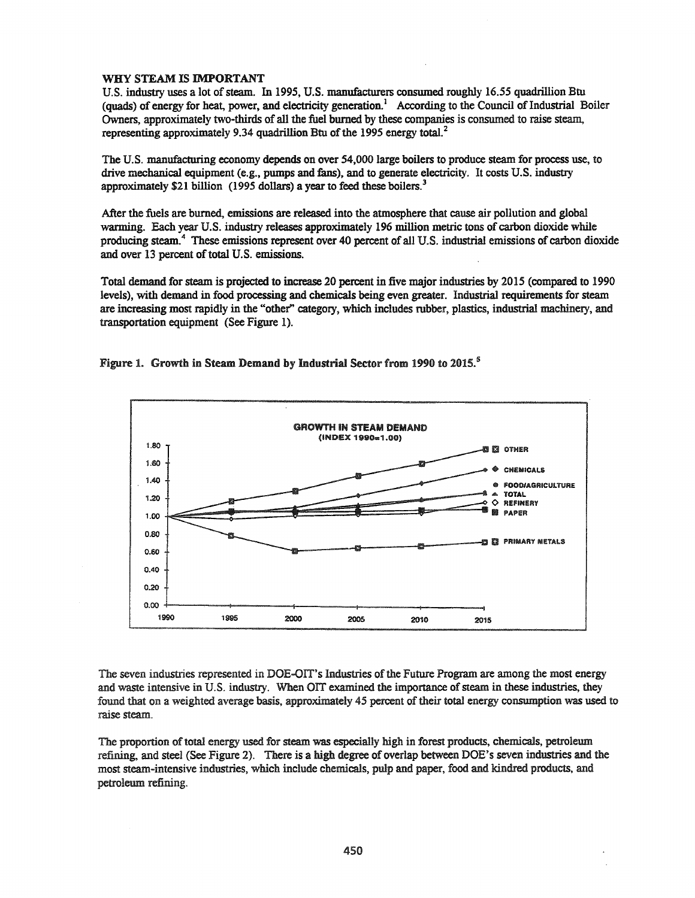## WHY STEAM IS IMPORTANT

U.S. industry uses a lot of steam. In 1995, U.S. manufacturers consumed roughly 16.55 quadrillion Btu (quads) of energy for heat, power, and electricity generation.[1] According to the Council of Industrial Boiler Owners, approximately two-thirds of all the fuel burned by these companies is consumed to raise steam, representing approximately 9.34 quadrillion Btu of the 1995 energy total.[2]

The U.S. manufacturing economy depends on over 54,000 large boilers to produce steam for process use, to drive mechanical equipment (e.g., pumps and fans), and to generate electricity. It costs U.S. industry approximately $21 billion (1995 dollars) a year to feed these boilers.[3]

After the fuels are burned, emissions are released into the atmosphere that cause air pollution and global warming. Each year U.S. industry releases approximately 196 million metric tons of carbon dioxide while producing steam.[4] These emissions represent over 40 percent of all U.S. industrial emissions of carbon dioxide and over 13 percent of total U.S. emissions.

Total demand for steam is projected to increase 20 percent in five major industries by 2015 (compared to 1990 levels), with demand in food processing and chemicals being even greater. Industrial requirements for steam are increasing most rapidly in the "other" category, which includes rubber, plastics, industrial machinery, and transportation equipment (See Figure 1).

**Figure 1. Growth in Steam Demand by Industrial Sector from 1990 to 2015.**[5]

The seven industries represented in DOE-OIT's Industries of the Future Program are among the most energy and waste intensive in U.S. industry. When OIT examined the importance of steam in these industries, they found that on a weighted average basis, approximately 45 percent of their total energy consumption was used to raise steam.

The proportion of total energy used for steam was especially high in forest products, chemicals, petroleum refining, and steel (See Figure 2). There is a high degree of overlap between DOE's seven industries and the most steam-intensive industries, which include chemicals, pulp and paper, food and kindred products, and petroleum refining.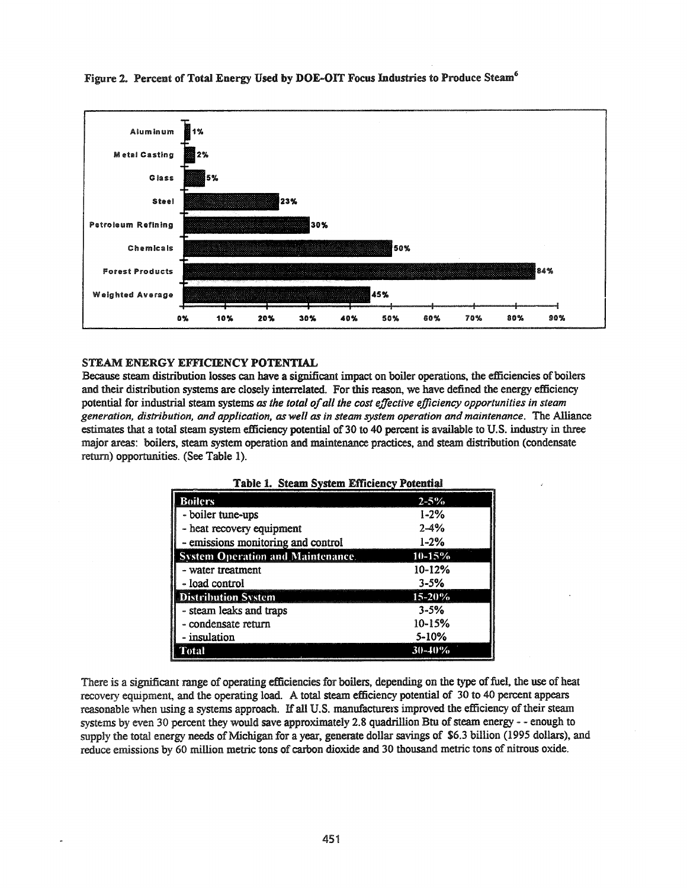**Figure 2. Percent of Total Energy Used by DOE-OIT Focus Industries to Produce Steam[6]**

| Industry | Percent |
|---|---|
| Aluminum | 1% |
| Metal Casting | 2% |
| Glass | 5% |
| Steel | 23% |
| Petroleum Refining | 30% |
| Chemicals | 50% |
| Forest Products | 84% |
| Weighted Average | 45% |

## STEAM ENERGY EFFICIENCY POTENTIAL

Because steam distribution losses can have a significant impact on boiler operations, the efficiencies of boilers and their distribution systems are closely interrelated. For this reason, we have defined the energy efficiency potential for industrial steam systems *as the total of all the cost effective efficiency opportunities in steam generation, distribution, and application, as well as in steam system operation and maintenance*. The Alliance estimates that a total steam system efficiency potential of 30 to 40 percent is available to U.S. industry in three major areas: boilers, steam system operation and maintenance practices, and steam distribution (condensate return) opportunities. (See Table 1).

**Table 1. Steam System Efficiency Potential**

| | |
|---|---|
| **Boilers** | **2-5%** |
| - boiler tune-ups | 1-2% |
| - heat recovery equipment | 2-4% |
| - emissions monitoring and control | 1-2% |
| **System Operation and Maintenance** | **10-15%** |
| - water treatment | 10-12% |
| - load control | 3-5% |
| **Distribution System** | **15-20%** |
| - steam leaks and traps | 3-5% |
| - condensate return | 10-15% |
| - insulation | 5-10% |
| **Total** | **30-40%** |

There is a significant range of operating efficiencies for boilers, depending on the type of fuel, the use of heat recovery equipment, and the operating load. A total steam efficiency potential of 30 to 40 percent appears reasonable when using a systems approach. If all U.S. manufacturers improved the efficiency of their steam systems by even 30 percent they would save approximately 2.8 quadrillion Btu of steam energy - - enough to supply the total energy needs of Michigan for a year, generate dollar savings of $6.3 billion (1995 dollars), and reduce emissions by 60 million metric tons of carbon dioxide and 30 thousand metric tons of nitrous oxide.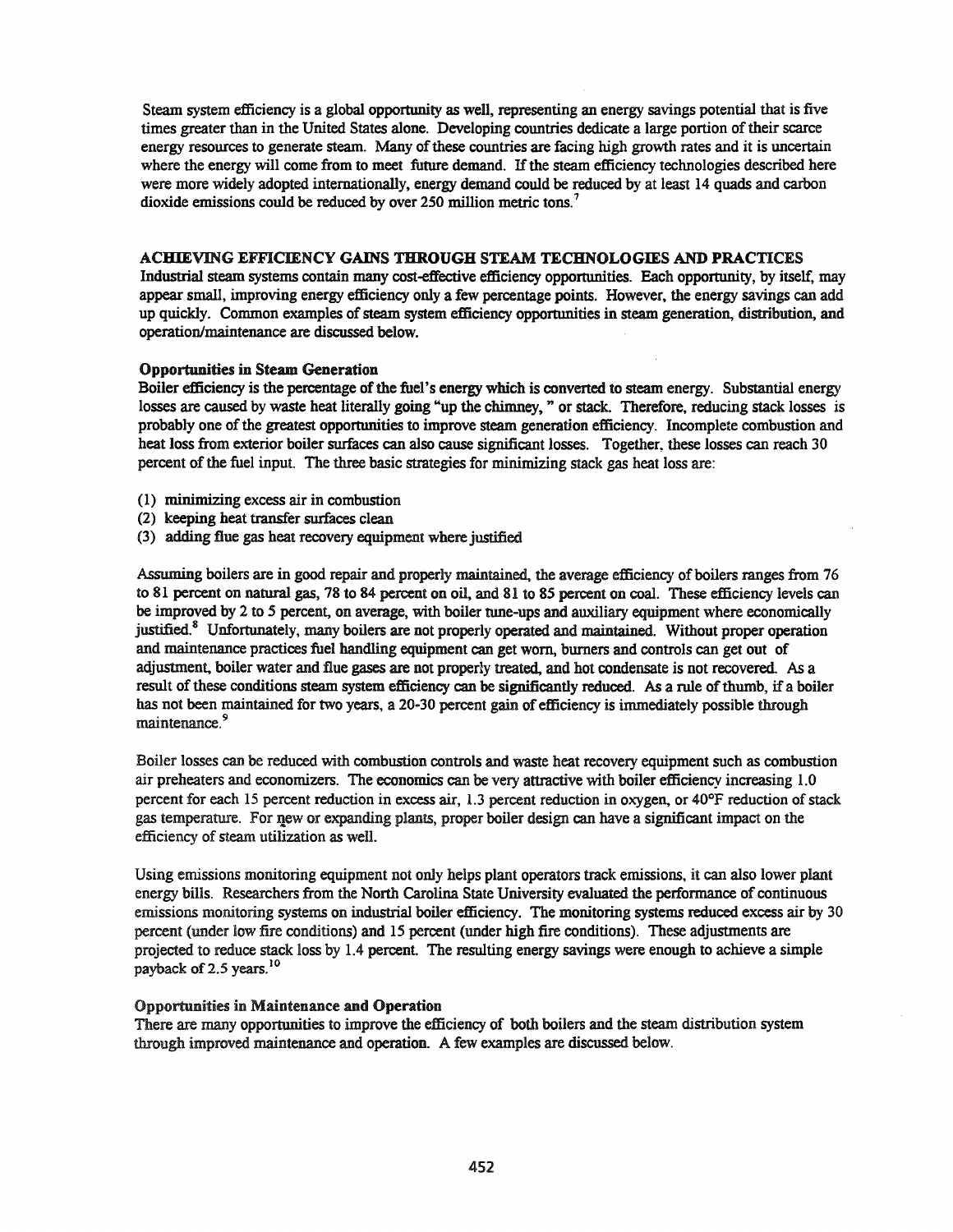Steam system efficiency is a global opportunity as well, representing an energy savings potential that is five times greater than in the United States alone. Developing countries dedicate a large portion of their scarce energy resources to generate steam. Many of these countries are facing high growth rates and it is uncertain where the energy will come from to meet future demand. If the steam efficiency technologies described here were more widely adopted internationally, energy demand could be reduced by at least 14 quads and carbon dioxide emissions could be reduced by over 250 million metric tons.[7]

## ACHIEVING EFFICIENCY GAINS THROUGH STEAM TECHNOLOGIES AND PRACTICES

Industrial steam systems contain many cost-effective efficiency opportunities. Each opportunity, by itself, may appear small, improving energy efficiency only a few percentage points. However, the energy savings can add up quickly. Common examples of steam system efficiency opportunities in steam generation, distribution, and operation/maintenance are discussed below.

### Opportunities in Steam Generation

Boiler efficiency is the percentage of the fuel's energy which is converted to steam energy. Substantial energy losses are caused by waste heat literally going "up the chimney, " or stack. Therefore, reducing stack losses is probably one of the greatest opportunities to improve steam generation efficiency. Incomplete combustion and heat loss from exterior boiler surfaces can also cause significant losses. Together, these losses can reach 30 percent of the fuel input. The three basic strategies for minimizing stack gas heat loss are:

(1) minimizing excess air in combustion
(2) keeping heat transfer surfaces clean
(3) adding flue gas heat recovery equipment where justified

Assuming boilers are in good repair and properly maintained, the average efficiency of boilers ranges from 76 to 81 percent on natural gas, 78 to 84 percent on oil, and 81 to 85 percent on coal. These efficiency levels can be improved by 2 to 5 percent, on average, with boiler tune-ups and auxiliary equipment where economically justified.[8] Unfortunately, many boilers are not properly operated and maintained. Without proper operation and maintenance practices fuel handling equipment can get worn, burners and controls can get out of adjustment, boiler water and flue gases are not properly treated, and hot condensate is not recovered. As a result of these conditions steam system efficiency can be significantly reduced. As a rule of thumb, if a boiler has not been maintained for two years, a 20-30 percent gain of efficiency is immediately possible through maintenance.[9]

Boiler losses can be reduced with combustion controls and waste heat recovery equipment such as combustion air preheaters and economizers. The economics can be very attractive with boiler efficiency increasing 1.0 percent for each 15 percent reduction in excess air, 1.3 percent reduction in oxygen, or 40°F reduction of stack gas temperature. For new or expanding plants, proper boiler design can have a significant impact on the efficiency of steam utilization as well.

Using emissions monitoring equipment not only helps plant operators track emissions, it can also lower plant energy bills. Researchers from the North Carolina State University evaluated the performance of continuous emissions monitoring systems on industrial boiler efficiency. The monitoring systems reduced excess air by 30 percent (under low fire conditions) and 15 percent (under high fire conditions). These adjustments are projected to reduce stack loss by 1.4 percent. The resulting energy savings were enough to achieve a simple payback of 2.5 years.[10]

### Opportunities in Maintenance and Operation

There are many opportunities to improve the efficiency of both boilers and the steam distribution system through improved maintenance and operation. A few examples are discussed below.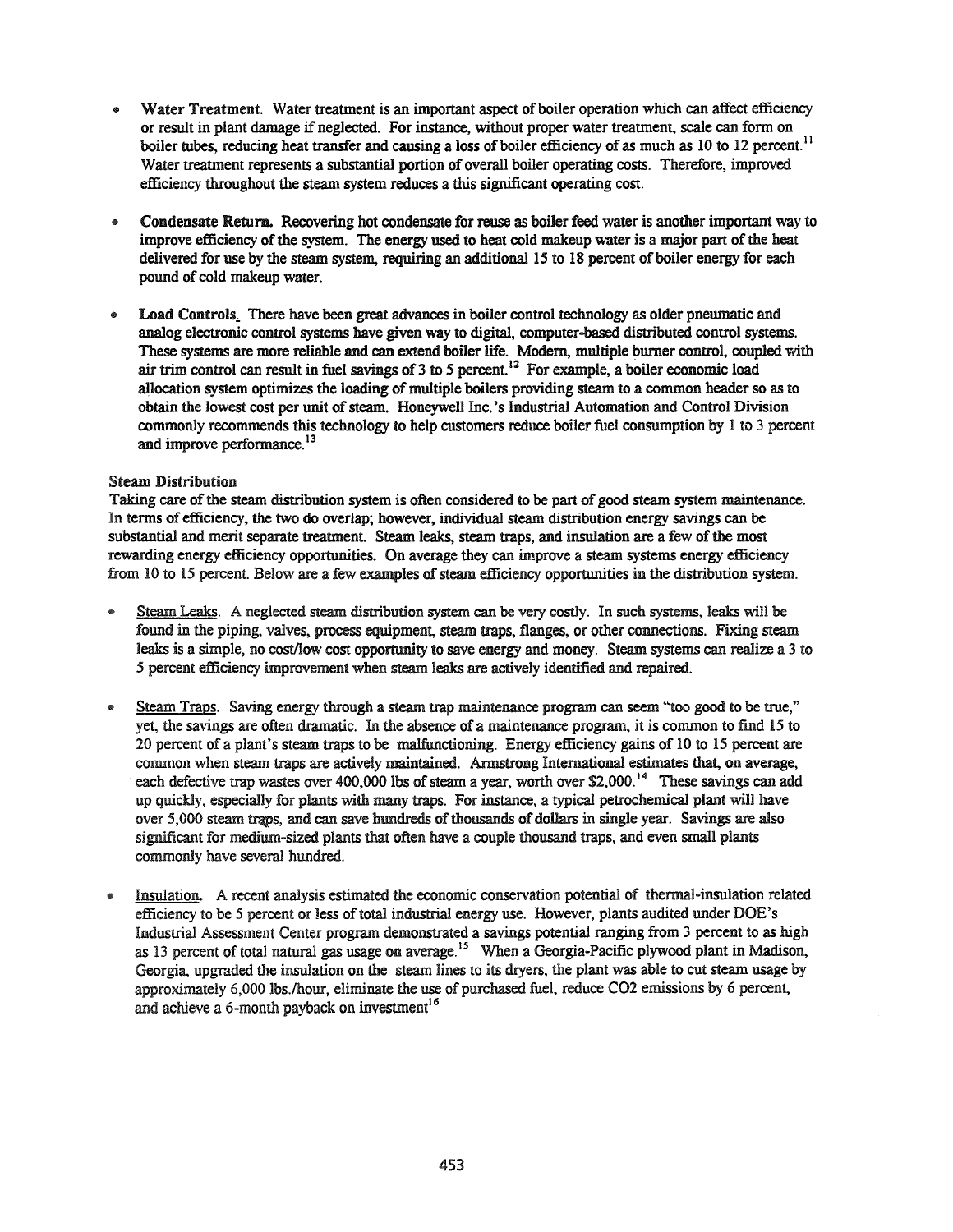- **Water Treatment**. Water treatment is an important aspect of boiler operation which can affect efficiency or result in plant damage if neglected. For instance, without proper water treatment, scale can form on boiler tubes, reducing heat transfer and causing a loss of boiler efficiency of as much as 10 to 12 percent.[11] Water treatment represents a substantial portion of overall boiler operating costs. Therefore, improved efficiency throughout the steam system reduces a this significant operating cost.

- **Condensate Return.** Recovering hot condensate for reuse as boiler feed water is another important way to improve efficiency of the system. The energy used to heat cold makeup water is a major part of the heat delivered for use by the steam system, requiring an additional 15 to 18 percent of boiler energy for each pound of cold makeup water.

- **Load Controls.** There have been great advances in boiler control technology as older pneumatic and analog electronic control systems have given way to digital, computer-based distributed control systems. These systems are more reliable and can extend boiler life. Modern, multiple burner control, coupled with air trim control can result in fuel savings of 3 to 5 percent.[12] For example, a boiler economic load allocation system optimizes the loading of multiple boilers providing steam to a common header so as to obtain the lowest cost per unit of steam. Honeywell Inc.'s Industrial Automation and Control Division commonly recommends this technology to help customers reduce boiler fuel consumption by 1 to 3 percent and improve performance.[13]

**Steam Distribution**

Taking care of the steam distribution system is often considered to be part of good steam system maintenance. In terms of efficiency, the two do overlap; however, individual steam distribution energy savings can be substantial and merit separate treatment. Steam leaks, steam traps, and insulation are a few of the most rewarding energy efficiency opportunities. On average they can improve a steam systems energy efficiency from 10 to 15 percent. Below are a few examples of steam efficiency opportunities in the distribution system.

- Steam Leaks. A neglected steam distribution system can be very costly. In such systems, leaks will be found in the piping, valves, process equipment, steam traps, flanges, or other connections. Fixing steam leaks is a simple, no cost/low cost opportunity to save energy and money. Steam systems can realize a 3 to 5 percent efficiency improvement when steam leaks are actively identified and repaired.

- Steam Traps. Saving energy through a steam trap maintenance program can seem "too good to be true," yet, the savings are often dramatic. In the absence of a maintenance program, it is common to find 15 to 20 percent of a plant's steam traps to be malfunctioning. Energy efficiency gains of 10 to 15 percent are common when steam traps are actively maintained. Armstrong International estimates that, on average, each defective trap wastes over 400,000 lbs of steam a year, worth over $2,000.[14] These savings can add up quickly, especially for plants with many traps. For instance, a typical petrochemical plant will have over 5,000 steam traps, and can save hundreds of thousands of dollars in single year. Savings are also significant for medium-sized plants that often have a couple thousand traps, and even small plants commonly have several hundred.

- Insulation. A recent analysis estimated the economic conservation potential of thermal-insulation related efficiency to be 5 percent or less of total industrial energy use. However, plants audited under DOE's Industrial Assessment Center program demonstrated a savings potential ranging from 3 percent to as high as 13 percent of total natural gas usage on average.[15] When a Georgia-Pacific plywood plant in Madison, Georgia, upgraded the insulation on the steam lines to its dryers, the plant was able to cut steam usage by approximately 6,000 lbs./hour, eliminate the use of purchased fuel, reduce $CO_2$ emissions by 6 percent, and achieve a 6-month payback on investment[16]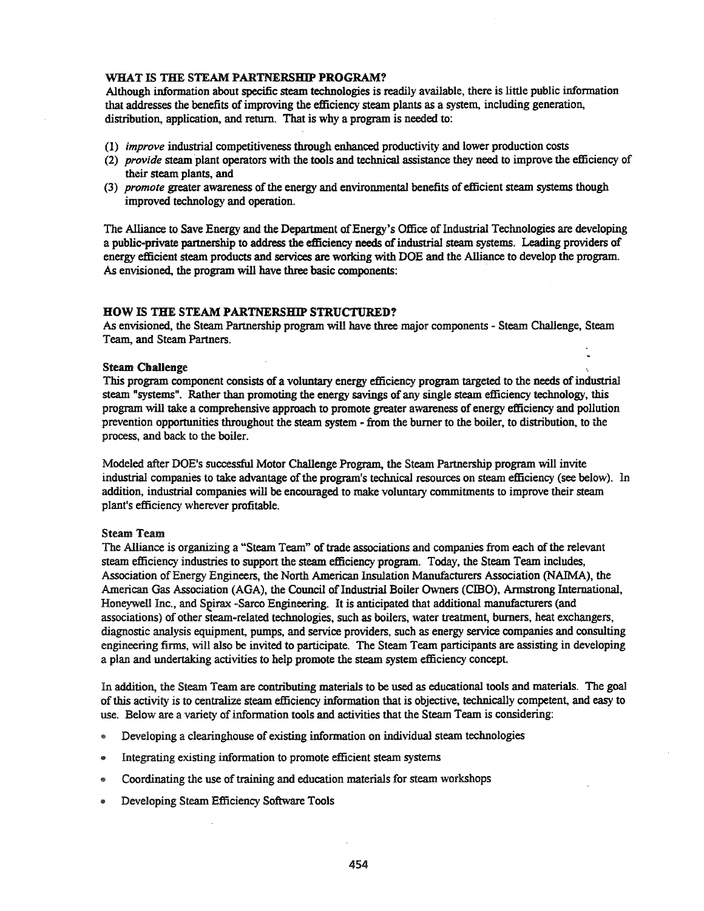## WHAT IS THE STEAM PARTNERSHIP PROGRAM?

Although information about specific steam technologies is readily available, there is little public information that addresses the benefits of improving the efficiency steam plants as a system, including generation, distribution, application, and return. That is why a program is needed to:

(1) *improve* industrial competitiveness through enhanced productivity and lower production costs
(2) *provide* steam plant operators with the tools and technical assistance they need to improve the efficiency of their steam plants, and
(3) *promote* greater awareness of the energy and environmental benefits of efficient steam systems though improved technology and operation.

The Alliance to Save Energy and the Department of Energy's Office of Industrial Technologies are developing a public-private partnership to address the efficiency needs of industrial steam systems. Leading providers of energy efficient steam products and services are working with DOE and the Alliance to develop the program. As envisioned, the program will have three basic components:

## HOW IS THE STEAM PARTNERSHIP STRUCTURED?

As envisioned, the Steam Partnership program will have three major components - Steam Challenge, Steam Team, and Steam Partners.

### Steam Challenge

This program component consists of a voluntary energy efficiency program targeted to the needs of industrial steam "systems". Rather than promoting the energy savings of any single steam efficiency technology, this program will take a comprehensive approach to promote greater awareness of energy efficiency and pollution prevention opportunities throughout the steam system - from the burner to the boiler, to distribution, to the process, and back to the boiler.

Modeled after DOE's successful Motor Challenge Program, the Steam Partnership program will invite industrial companies to take advantage of the program's technical resources on steam efficiency (see below). In addition, industrial companies will be encouraged to make voluntary commitments to improve their steam plant's efficiency wherever profitable.

### Steam Team

The Alliance is organizing a "Steam Team" of trade associations and companies from each of the relevant steam efficiency industries to support the steam efficiency program. Today, the Steam Team includes, Association of Energy Engineers, the North American Insulation Manufacturers Association (NAIMA), the American Gas Association (AGA), the Council of Industrial Boiler Owners (CIBO), Armstrong International, Honeywell Inc., and Spirax -Sarco Engineering. It is anticipated that additional manufacturers (and associations) of other steam-related technologies, such as boilers, water treatment, burners, heat exchangers, diagnostic analysis equipment, pumps, and service providers, such as energy service companies and consulting engineering firms, will also be invited to participate. The Steam Team participants are assisting in developing a plan and undertaking activities to help promote the steam system efficiency concept.

In addition, the Steam Team are contributing materials to be used as educational tools and materials. The goal of this activity is to centralize steam efficiency information that is objective, technically competent, and easy to use. Below are a variety of information tools and activities that the Steam Team is considering:

- Developing a clearinghouse of existing information on individual steam technologies
- Integrating existing information to promote efficient steam systems
- Coordinating the use of training and education materials for steam workshops
- Developing Steam Efficiency Software Tools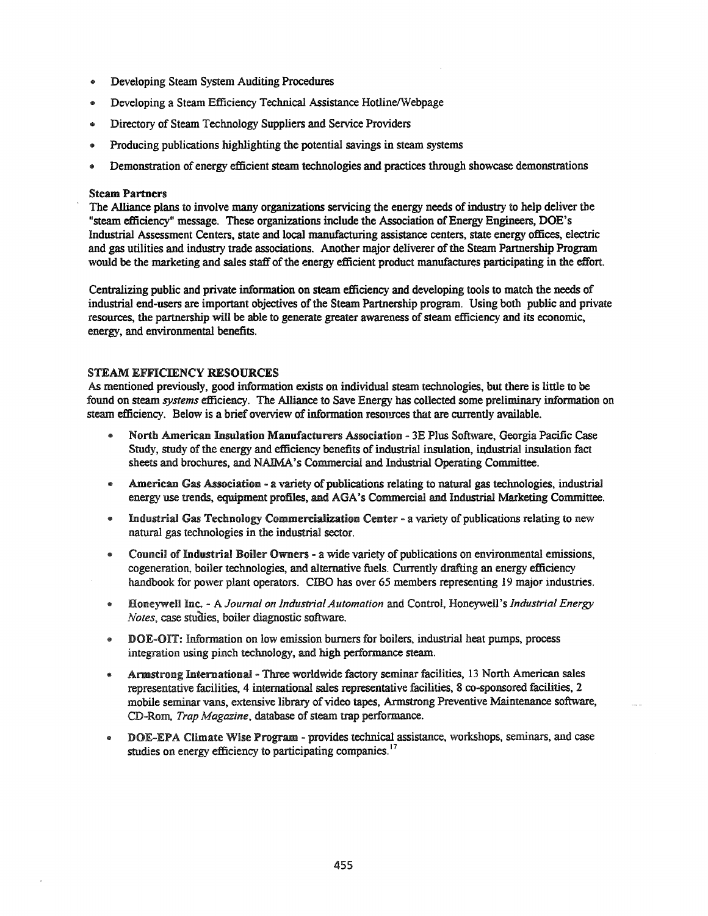- Developing Steam System Auditing Procedures
- Developing a Steam Efficiency Technical Assistance Hotline/Webpage
- Directory of Steam Technology Suppliers and Service Providers
- Producing publications highlighting the potential savings in steam systems
- Demonstration of energy efficient steam technologies and practices through showcase demonstrations

**Steam Partners**

The Alliance plans to involve many organizations servicing the energy needs of industry to help deliver the "steam efficiency" message. These organizations include the Association of Energy Engineers, DOE's Industrial Assessment Centers, state and local manufacturing assistance centers, state energy offices, electric and gas utilities and industry trade associations. Another major deliverer of the Steam Partnership Program would be the marketing and sales staff of the energy efficient product manufactures participating in the effort.

Centralizing public and private information on steam efficiency and developing tools to match the needs of industrial end-users are important objectives of the Steam Partnership program. Using both public and private resources, the partnership will be able to generate greater awareness of steam efficiency and its economic, energy, and environmental benefits.

## STEAM EFFICIENCY RESOURCES

As mentioned previously, good information exists on individual steam technologies, but there is little to be found on steam *systems* efficiency. The Alliance to Save Energy has collected some preliminary information on steam efficiency. Below is a brief overview of information resources that are currently available.

- **North American Insulation Manufacturers Association** - 3E Plus Software, Georgia Pacific Case Study, study of the energy and efficiency benefits of industrial insulation, industrial insulation fact sheets and brochures, and NAIMA's Commercial and Industrial Operating Committee.
- **American Gas Association** - a variety of publications relating to natural gas technologies, industrial energy use trends, equipment profiles, and AGA's Commercial and Industrial Marketing Committee.
- **Industrial Gas Technology Commercialization Center** - a variety of publications relating to new natural gas technologies in the industrial sector.
- **Council of Industrial Boiler Owners** - a wide variety of publications on environmental emissions, cogeneration, boiler technologies, and alternative fuels. Currently drafting an energy efficiency handbook for power plant operators. CIBO has over 65 members representing 19 major industries.
- **Honeywell Inc.** - A *Journal on Industrial Automation* and Control, Honeywell's *Industrial Energy Notes*, case studies, boiler diagnostic software.
- **DOE-OIT:** Information on low emission burners for boilers, industrial heat pumps, process integration using pinch technology, and high performance steam.
- **Armstrong International** - Three worldwide factory seminar facilities, 13 North American sales representative facilities, 4 international sales representative facilities, 8 co-sponsored facilities, 2 mobile seminar vans, extensive library of video tapes, Armstrong Preventive Maintenance software, CD-Rom, *Trap Magazine*, database of steam trap performance.
- **DOE-EPA Climate Wise Program** - provides technical assistance, workshops, seminars, and case studies on energy efficiency to participating companies.[17]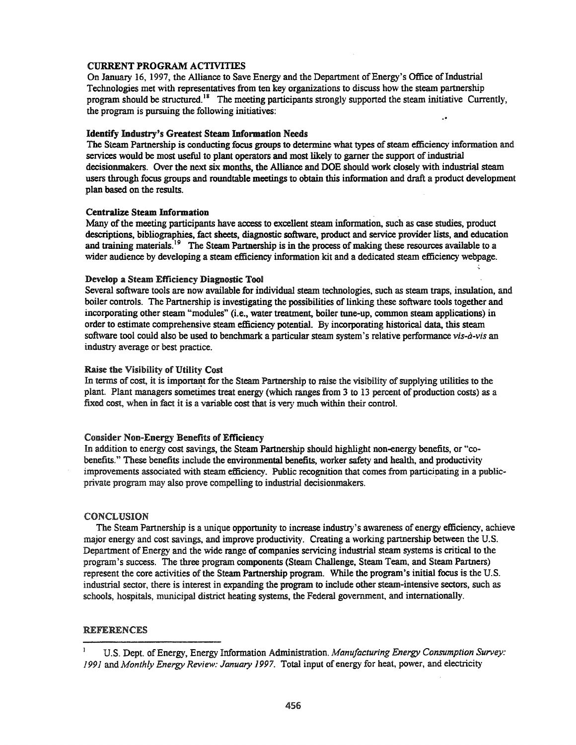## CURRENT PROGRAM ACTIVITIES

On January 16, 1997, the Alliance to Save Energy and the Department of Energy's Office of Industrial Technologies met with representatives from ten key organizations to discuss how the steam partnership program should be structured.[18] The meeting participants strongly supported the steam initiative Currently, the program is pursuing the following initiatives:

### Identify Industry's Greatest Steam Information Needs

The Steam Partnership is conducting focus groups to determine what types of steam efficiency information and services would be most useful to plant operators and most likely to garner the support of industrial decisionmakers. Over the next six months, the Alliance and DOE should work closely with industrial steam users through focus groups and roundtable meetings to obtain this information and draft a product development plan based on the results.

### Centralize Steam Information

Many of the meeting participants have access to excellent steam information, such as case studies, product descriptions, bibliographies, fact sheets, diagnostic software, product and service provider lists, and education and training materials.[19] The Steam Partnership is in the process of making these resources available to a wider audience by developing a steam efficiency information kit and a dedicated steam efficiency webpage.

### Develop a Steam Efficiency Diagnostic Tool

Several software tools are now available for individual steam technologies, such as steam traps, insulation, and boiler controls. The Partnership is investigating the possibilities of linking these software tools together and incorporating other steam "modules" (i.e., water treatment, boiler tune-up, common steam applications) in order to estimate comprehensive steam efficiency potential. By incorporating historical data, this steam software tool could also be used to benchmark a particular steam system's relative performance *vis-à-vis* an industry average or best practice.

### Raise the Visibility of Utility Cost

In terms of cost, it is important for the Steam Partnership to raise the visibility of supplying utilities to the plant. Plant managers sometimes treat energy (which ranges from 3 to 13 percent of production costs) as a fixed cost, when in fact it is a variable cost that is very much within their control.

### Consider Non-Energy Benefits of Efficiency

In addition to energy cost savings, the Steam Partnership should highlight non-energy benefits, or "co-benefits." These benefits include the environmental benefits, worker safety and health, and productivity improvements associated with steam efficiency. Public recognition that comes from participating in a public-private program may also prove compelling to industrial decisionmakers.

## CONCLUSION

The Steam Partnership is a unique opportunity to increase industry's awareness of energy efficiency, achieve major energy and cost savings, and improve productivity. Creating a working partnership between the U.S. Department of Energy and the wide range of companies servicing industrial steam systems is critical to the program's success. The three program components (Steam Challenge, Steam Team, and Steam Partners) represent the core activities of the Steam Partnership program. While the program's initial focus is the U.S. industrial sector, there is interest in expanding the program to include other steam-intensive sectors, such as schools, hospitals, municipal district heating systems, the Federal government, and internationally.

## REFERENCES

1. U.S. Dept. of Energy, Energy Information Administration. *Manufacturing Energy Consumption Survey: 1991* and *Monthly Energy Review: January 1997*. Total input of energy for heat, power, and electricity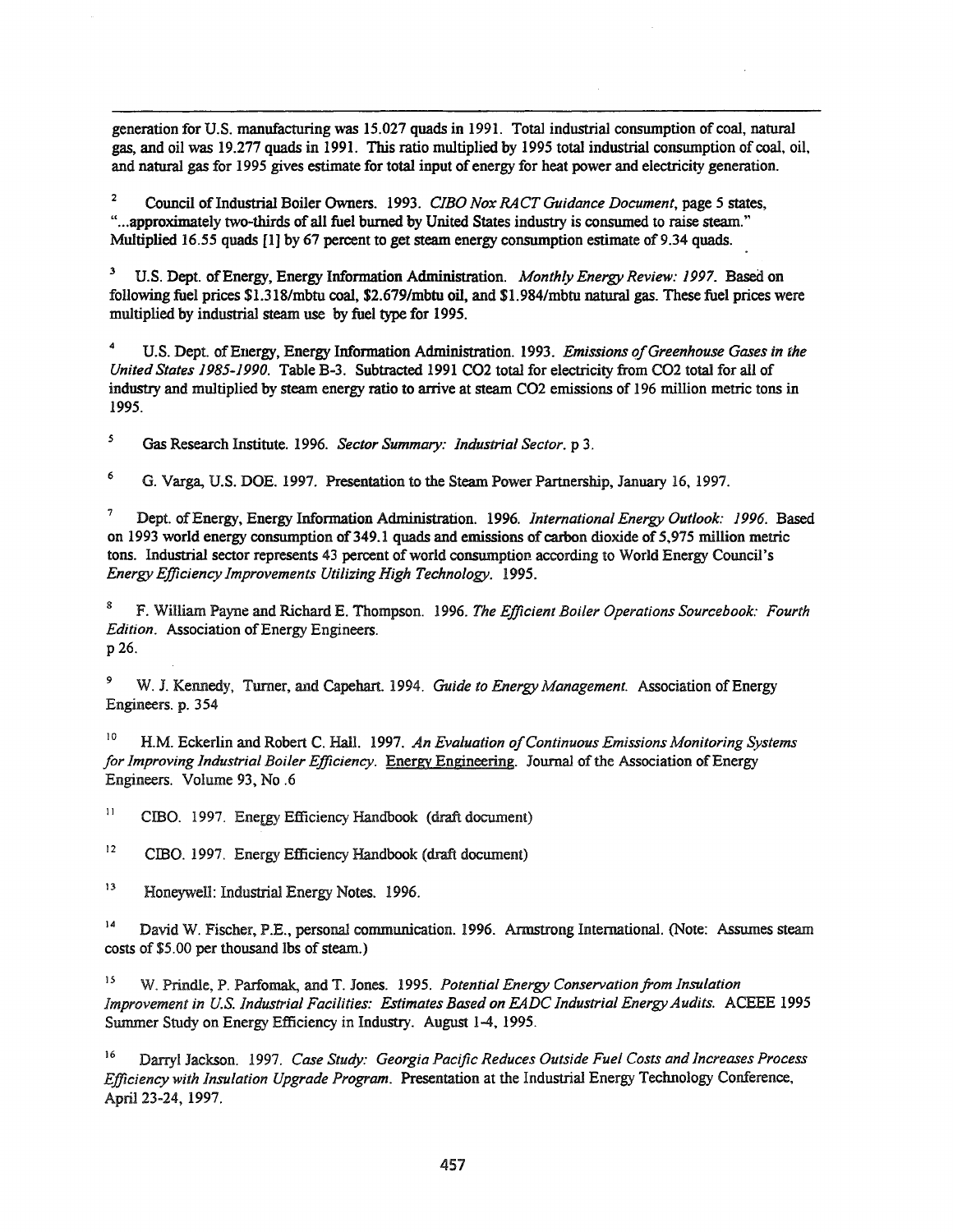generation for U.S. manufacturing was 15.027 quads in 1991. Total industrial consumption of coal, natural gas, and oil was 19.277 quads in 1991. This ratio multiplied by 1995 total industrial consumption of coal, oil, and natural gas for 1995 gives estimate for total input of energy for heat power and electricity generation.

2 Council of Industrial Boiler Owners. 1993. *CIBO Nox RACT Guidance Document*, page 5 states, "...approximately two-thirds of all fuel burned by United States industry is consumed to raise steam." Multiplied 16.55 quads [1] by 67 percent to get steam energy consumption estimate of 9.34 quads.

3 U.S. Dept. of Energy, Energy Information Administration. *Monthly Energy Review: 1997*. Based on following fuel prices $1.318/mbtu coal, $2.679/mbtu oil, and $1.984/mbtu natural gas. These fuel prices were multiplied by industrial steam use by fuel type for 1995.

4 U.S. Dept. of Energy, Energy Information Administration. 1993. *Emissions of Greenhouse Gases in the United States 1985-1990*. Table B-3. Subtracted 1991 $CO_2$ total for electricity from $CO_2$ total for all of industry and multiplied by steam energy ratio to arrive at steam $CO_2$ emissions of 196 million metric tons in 1995.

5 Gas Research Institute. 1996. *Sector Summary: Industrial Sector*. p 3.

6 G. Varga, U.S. DOE. 1997. Presentation to the Steam Power Partnership, January 16, 1997.

7 Dept. of Energy, Energy Information Administration. 1996. *International Energy Outlook: 1996*. Based on 1993 world energy consumption of 349.1 quads and emissions of carbon dioxide of 5,975 million metric tons. Industrial sector represents 43 percent of world consumption according to World Energy Council's *Energy Efficiency Improvements Utilizing High Technology*. 1995.

8 F. William Payne and Richard E. Thompson. 1996. *The Efficient Boiler Operations Sourcebook: Fourth Edition*. Association of Energy Engineers.
p 26.

9 W. J. Kennedy, Turner, and Capehart. 1994. *Guide to Energy Management*. Association of Energy Engineers. p. 354

10 H.M. Eckerlin and Robert C. Hall. 1997. *An Evaluation of Continuous Emissions Monitoring Systems for Improving Industrial Boiler Efficiency*. Energy Engineering. Journal of the Association of Energy Engineers. Volume 93, No .6

11 CIBO. 1997. Energy Efficiency Handbook (draft document)

12 CIBO. 1997. Energy Efficiency Handbook (draft document)

13 Honeywell: Industrial Energy Notes. 1996.

14 David W. Fischer, P.E., personal communication. 1996. Armstrong International. (Note: Assumes steam costs of $5.00 per thousand lbs of steam.)

15 W. Prindle, P. Parfomak, and T. Jones. 1995. *Potential Energy Conservation from Insulation Improvement in U.S. Industrial Facilities: Estimates Based on EADC Industrial Energy Audits*. ACEEE 1995 Summer Study on Energy Efficiency in Industry. August 1-4, 1995.

16 Darryl Jackson. 1997. *Case Study: Georgia Pacific Reduces Outside Fuel Costs and Increases Process Efficiency with Insulation Upgrade Program*. Presentation at the Industrial Energy Technology Conference, April 23-24, 1997.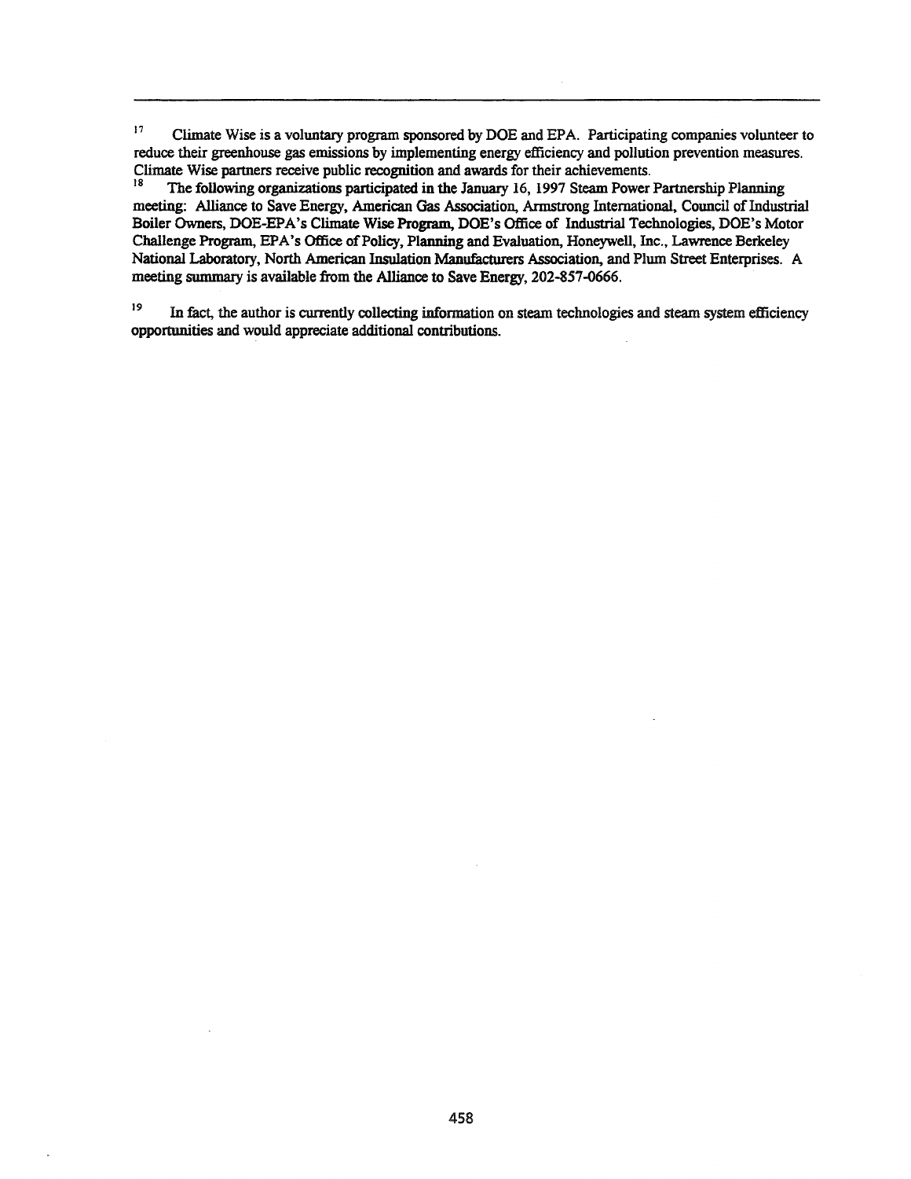---

[17] Climate Wise is a voluntary program sponsored by DOE and EPA. Participating companies volunteer to reduce their greenhouse gas emissions by implementing energy efficiency and pollution prevention measures. Climate Wise partners receive public recognition and awards for their achievements.

[18] The following organizations participated in the January 16, 1997 Steam Power Partnership Planning meeting: Alliance to Save Energy, American Gas Association, Armstrong International, Council of Industrial Boiler Owners, DOE-EPA's Climate Wise Program, DOE's Office of Industrial Technologies, DOE's Motor Challenge Program, EPA's Office of Policy, Planning and Evaluation, Honeywell, Inc., Lawrence Berkeley National Laboratory, North American Insulation Manufacturers Association, and Plum Street Enterprises. A meeting summary is available from the Alliance to Save Energy, 202-857-0666.

[19] In fact, the author is currently collecting information on steam technologies and steam system efficiency opportunities and would appreciate additional contributions.